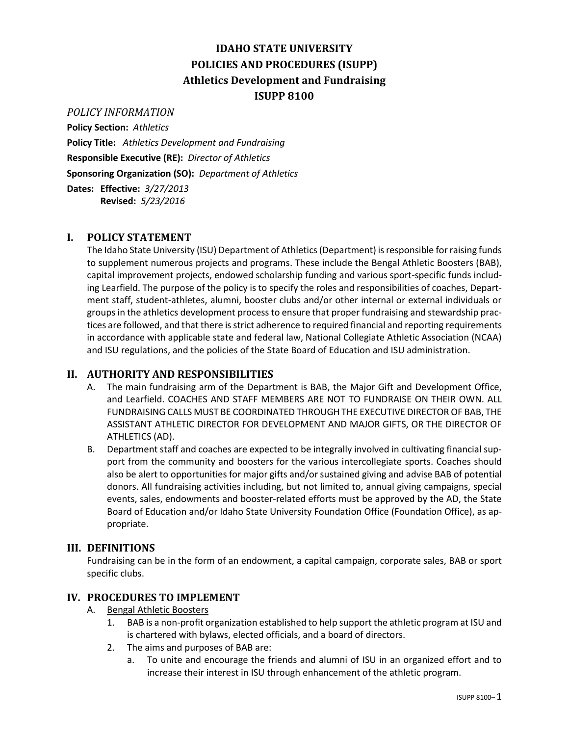# IDAHO STATE UNIVERSITY
# POLICIES AND PROCEDURES (ISUPP)
# Athletics Development and Fundraising
# ISUPP 8100

*POLICY INFORMATION*

**Policy Section:** *Athletics*

**Policy Title:** *Athletics Development and Fundraising*

**Responsible Executive (RE):** *Director of Athletics*

**Sponsoring Organization (SO):** *Department of Athletics*

**Dates: Effective:** *3/27/2013*
**Revised:** *5/23/2016*

## I. POLICY STATEMENT

The Idaho State University (ISU) Department of Athletics (Department) is responsible for raising funds to supplement numerous projects and programs. These include the Bengal Athletic Boosters (BAB), capital improvement projects, endowed scholarship funding and various sport-specific funds including Learfield. The purpose of the policy is to specify the roles and responsibilities of coaches, Department staff, student-athletes, alumni, booster clubs and/or other internal or external individuals or groups in the athletics development process to ensure that proper fundraising and stewardship practices are followed, and that there is strict adherence to required financial and reporting requirements in accordance with applicable state and federal law, National Collegiate Athletic Association (NCAA) and ISU regulations, and the policies of the State Board of Education and ISU administration.

## II. AUTHORITY AND RESPONSIBILITIES

A. The main fundraising arm of the Department is BAB, the Major Gift and Development Office, and Learfield. COACHES AND STAFF MEMBERS ARE NOT TO FUNDRAISE ON THEIR OWN. ALL FUNDRAISING CALLS MUST BE COORDINATED THROUGH THE EXECUTIVE DIRECTOR OF BAB, THE ASSISTANT ATHLETIC DIRECTOR FOR DEVELOPMENT AND MAJOR GIFTS, OR THE DIRECTOR OF ATHLETICS (AD).

B. Department staff and coaches are expected to be integrally involved in cultivating financial support from the community and boosters for the various intercollegiate sports. Coaches should also be alert to opportunities for major gifts and/or sustained giving and advise BAB of potential donors. All fundraising activities including, but not limited to, annual giving campaigns, special events, sales, endowments and booster-related efforts must be approved by the AD, the State Board of Education and/or Idaho State University Foundation Office (Foundation Office), as appropriate.

## III. DEFINITIONS

Fundraising can be in the form of an endowment, a capital campaign, corporate sales, BAB or sport specific clubs.

## IV. PROCEDURES TO IMPLEMENT

A. <u>Bengal Athletic Boosters</u>

1. BAB is a non-profit organization established to help support the athletic program at ISU and is chartered with bylaws, elected officials, and a board of directors.
2. The aims and purposes of BAB are:
   a. To unite and encourage the friends and alumni of ISU in an organized effort and to increase their interest in ISU through enhancement of the athletic program.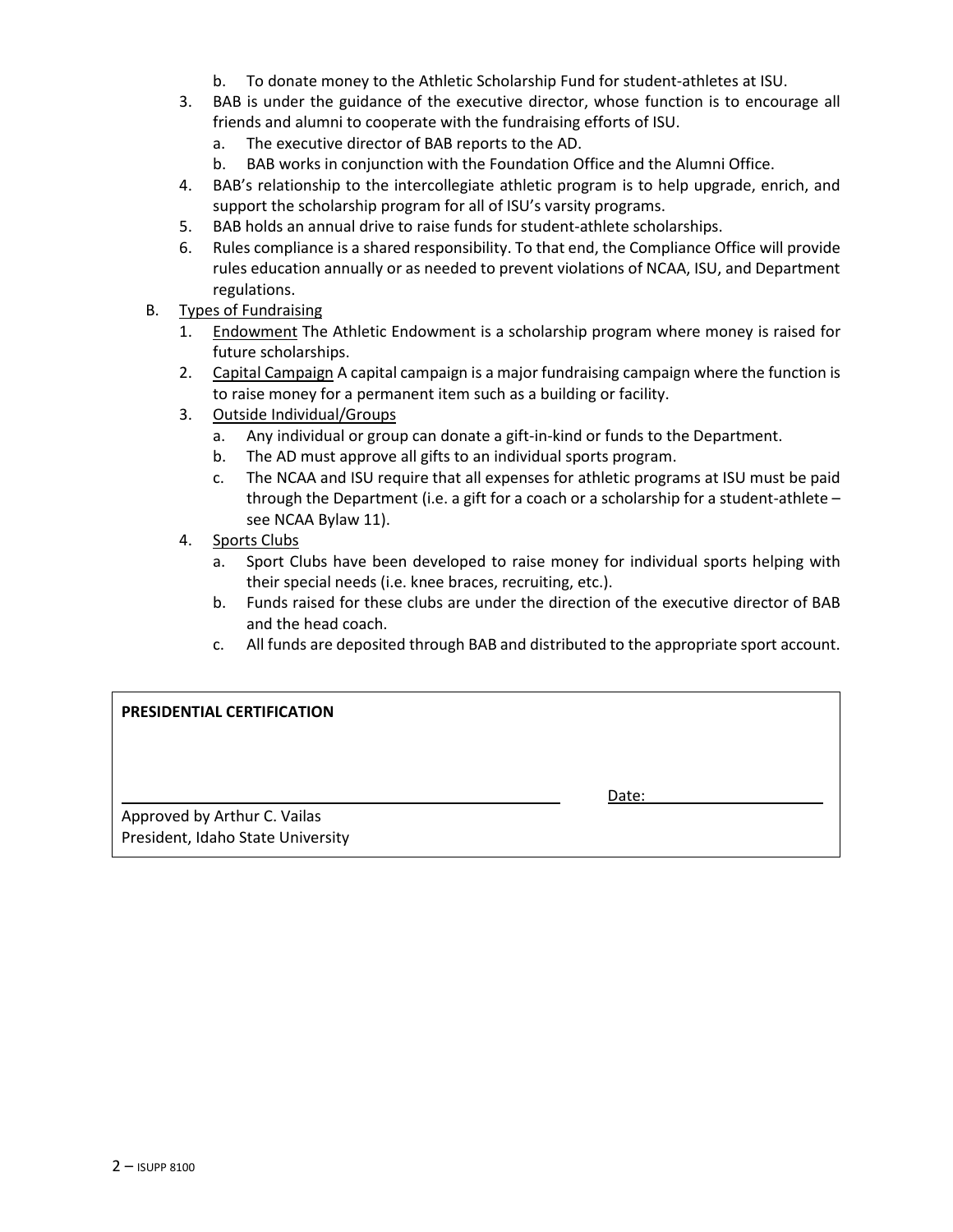b. To donate money to the Athletic Scholarship Fund for student-athletes at ISU.

3. BAB is under the guidance of the executive director, whose function is to encourage all friends and alumni to cooperate with the fundraising efforts of ISU.
   a. The executive director of BAB reports to the AD.
   b. BAB works in conjunction with the Foundation Office and the Alumni Office.
4. BAB's relationship to the intercollegiate athletic program is to help upgrade, enrich, and support the scholarship program for all of ISU's varsity programs.
5. BAB holds an annual drive to raise funds for student-athlete scholarships.
6. Rules compliance is a shared responsibility. To that end, the Compliance Office will provide rules education annually or as needed to prevent violations of NCAA, ISU, and Department regulations.

B. <u>Types of Fundraising</u>

1. <u>Endowment</u> The Athletic Endowment is a scholarship program where money is raised for future scholarships.
2. <u>Capital Campaign</u> A capital campaign is a major fundraising campaign where the function is to raise money for a permanent item such as a building or facility.
3. <u>Outside Individual/Groups</u>
   a. Any individual or group can donate a gift-in-kind or funds to the Department.
   b. The AD must approve all gifts to an individual sports program.
   c. The NCAA and ISU require that all expenses for athletic programs at ISU must be paid through the Department (i.e. a gift for a coach or a scholarship for a student-athlete – see NCAA Bylaw 11).
4. <u>Sports Clubs</u>
   a. Sport Clubs have been developed to raise money for individual sports helping with their special needs (i.e. knee braces, recruiting, etc.).
   b. Funds raised for these clubs are under the direction of the executive director of BAB and the head coach.
   c. All funds are deposited through BAB and distributed to the appropriate sport account.

**PRESIDENTIAL CERTIFICATION**

\_\_\_\_\_\_\_\_\_\_\_\_\_\_\_\_\_\_\_\_\_\_\_\_\_\_\_\_\_\_\_\_\_\_\_\_ Date: \_\_\_\_\_\_\_\_\_\_\_\_\_\_\_\_

Approved by Arthur C. Vailas
President, Idaho State University